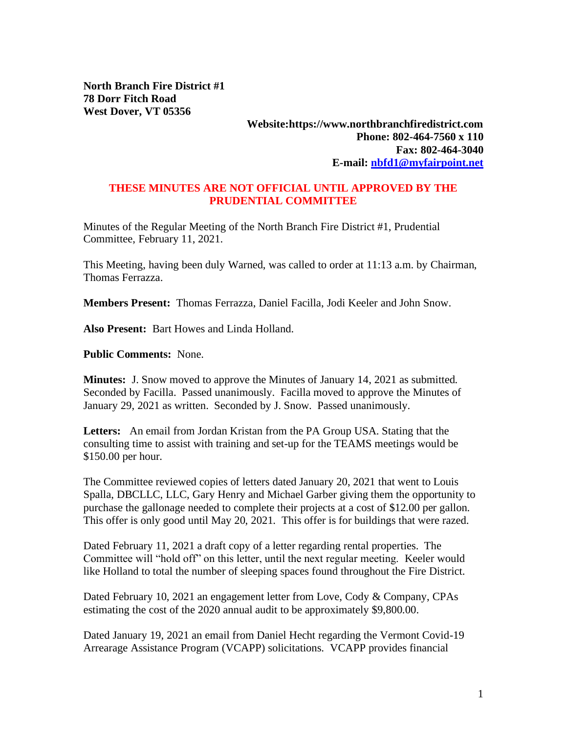**North Branch Fire District #1**
**78 Dorr Fitch Road**
**West Dover, VT 05356**

**Website:https://www.northbranchfiredistrict.com**
**Phone: 802-464-7560 x 110**
**Fax: 802-464-3040**
**E-mail: [nbfd1@myfairpoint.net](mailto:nbfd1@myfairpoint.net)**

**THESE MINUTES ARE NOT OFFICIAL UNTIL APPROVED BY THE PRUDENTIAL COMMITTEE**

Minutes of the Regular Meeting of the North Branch Fire District #1, Prudential Committee, February 11, 2021.

This Meeting, having been duly Warned, was called to order at 11:13 a.m. by Chairman, Thomas Ferrazza.

**Members Present:** Thomas Ferrazza, Daniel Facilla, Jodi Keeler and John Snow.

**Also Present:** Bart Howes and Linda Holland.

**Public Comments:** None.

**Minutes:** J. Snow moved to approve the Minutes of January 14, 2021 as submitted. Seconded by Facilla. Passed unanimously. Facilla moved to approve the Minutes of January 29, 2021 as written. Seconded by J. Snow. Passed unanimously.

**Letters:** An email from Jordan Kristan from the PA Group USA. Stating that the consulting time to assist with training and set-up for the TEAMS meetings would be $150.00 per hour.

The Committee reviewed copies of letters dated January 20, 2021 that went to Louis Spalla, DBCLLC, LLC, Gary Henry and Michael Garber giving them the opportunity to purchase the gallonage needed to complete their projects at a cost of $12.00 per gallon. This offer is only good until May 20, 2021. This offer is for buildings that were razed.

Dated February 11, 2021 a draft copy of a letter regarding rental properties. The Committee will "hold off" on this letter, until the next regular meeting. Keeler would like Holland to total the number of sleeping spaces found throughout the Fire District.

Dated February 10, 2021 an engagement letter from Love, Cody & Company, CPAs estimating the cost of the 2020 annual audit to be approximately $9,800.00.

Dated January 19, 2021 an email from Daniel Hecht regarding the Vermont Covid-19 Arrearage Assistance Program (VCAPP) solicitations. VCAPP provides financial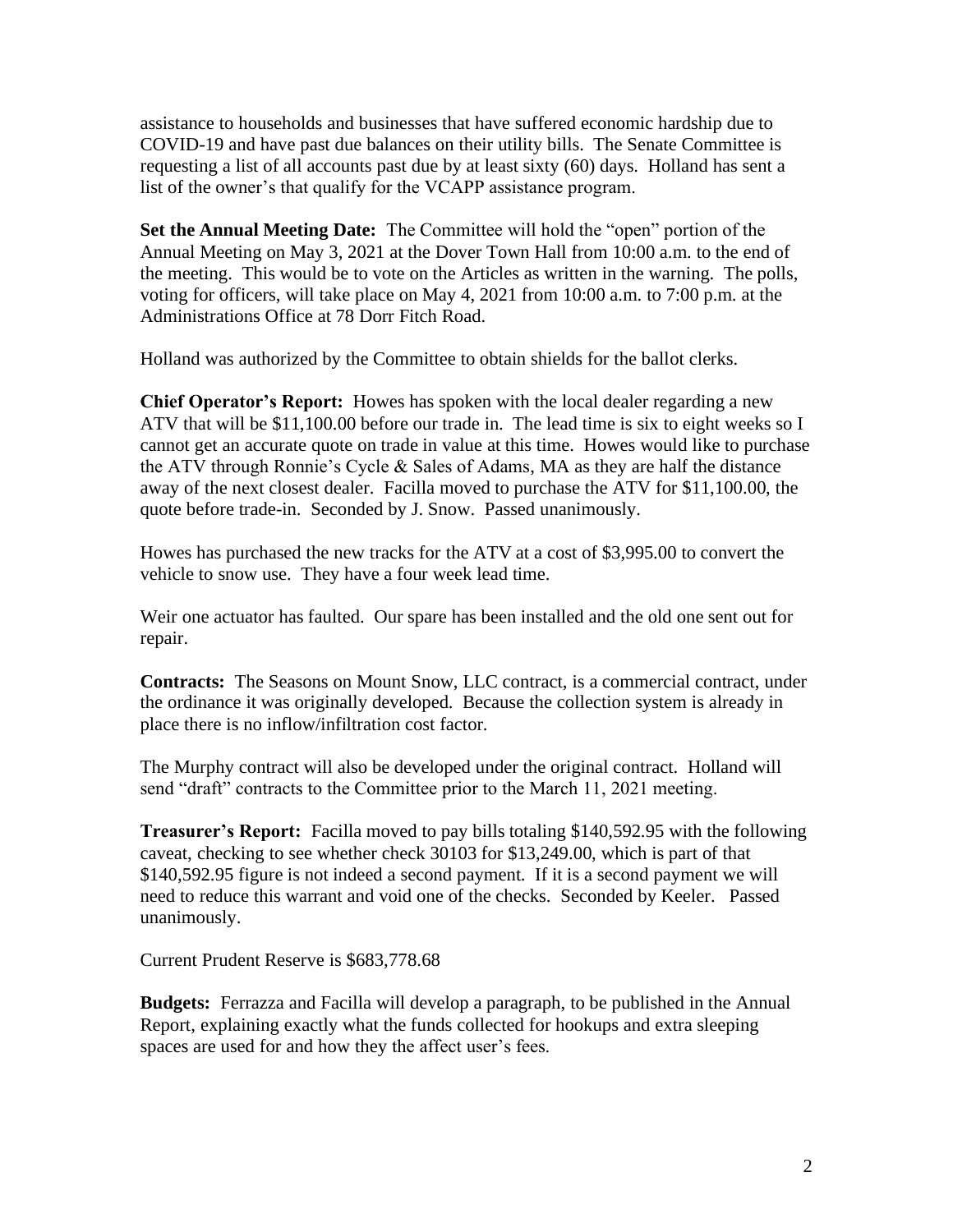assistance to households and businesses that have suffered economic hardship due to COVID-19 and have past due balances on their utility bills. The Senate Committee is requesting a list of all accounts past due by at least sixty (60) days. Holland has sent a list of the owner's that qualify for the VCAPP assistance program.

**Set the Annual Meeting Date:** The Committee will hold the "open" portion of the Annual Meeting on May 3, 2021 at the Dover Town Hall from 10:00 a.m. to the end of the meeting. This would be to vote on the Articles as written in the warning. The polls, voting for officers, will take place on May 4, 2021 from 10:00 a.m. to 7:00 p.m. at the Administrations Office at 78 Dorr Fitch Road.

Holland was authorized by the Committee to obtain shields for the ballot clerks.

**Chief Operator's Report:** Howes has spoken with the local dealer regarding a new ATV that will be $11,100.00 before our trade in. The lead time is six to eight weeks so I cannot get an accurate quote on trade in value at this time. Howes would like to purchase the ATV through Ronnie's Cycle & Sales of Adams, MA as they are half the distance away of the next closest dealer. Facilla moved to purchase the ATV for $11,100.00, the quote before trade-in. Seconded by J. Snow. Passed unanimously.

Howes has purchased the new tracks for the ATV at a cost of $3,995.00 to convert the vehicle to snow use. They have a four week lead time.

Weir one actuator has faulted. Our spare has been installed and the old one sent out for repair.

**Contracts:** The Seasons on Mount Snow, LLC contract, is a commercial contract, under the ordinance it was originally developed. Because the collection system is already in place there is no inflow/infiltration cost factor.

The Murphy contract will also be developed under the original contract. Holland will send "draft" contracts to the Committee prior to the March 11, 2021 meeting.

**Treasurer's Report:** Facilla moved to pay bills totaling $140,592.95 with the following caveat, checking to see whether check 30103 for $13,249.00, which is part of that $140,592.95 figure is not indeed a second payment. If it is a second payment we will need to reduce this warrant and void one of the checks. Seconded by Keeler. Passed unanimously.

Current Prudent Reserve is $683,778.68

**Budgets:** Ferrazza and Facilla will develop a paragraph, to be published in the Annual Report, explaining exactly what the funds collected for hookups and extra sleeping spaces are used for and how they the affect user's fees.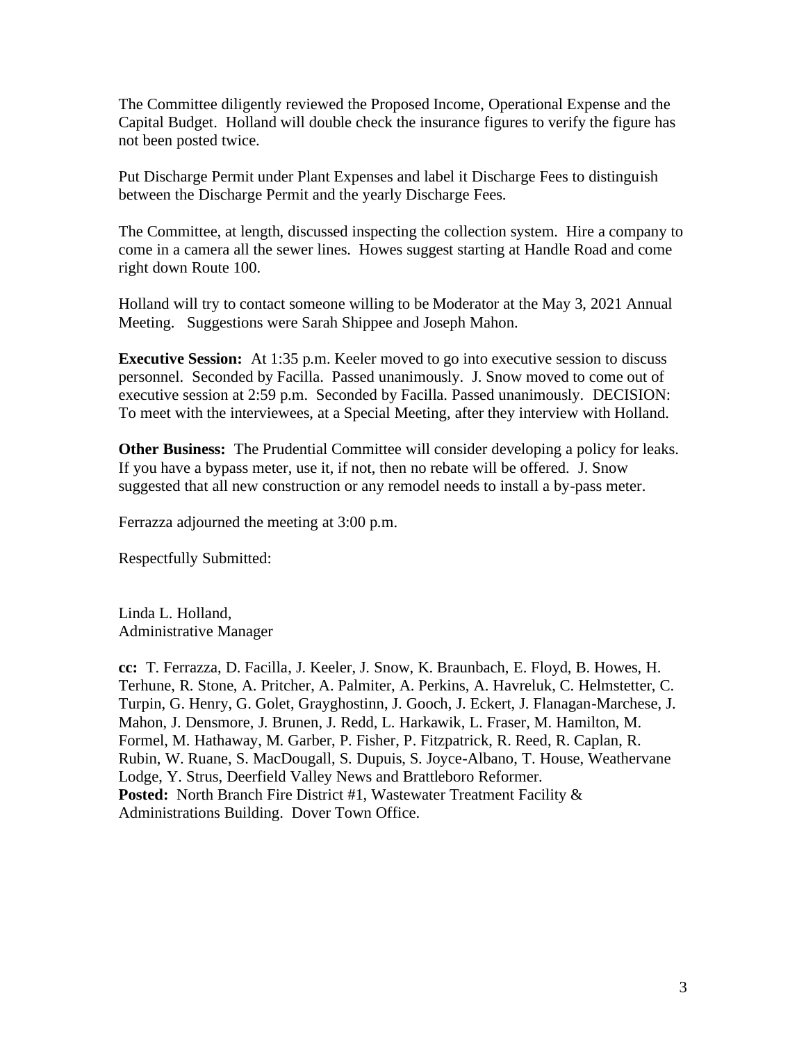The Committee diligently reviewed the Proposed Income, Operational Expense and the Capital Budget. Holland will double check the insurance figures to verify the figure has not been posted twice.

Put Discharge Permit under Plant Expenses and label it Discharge Fees to distinguish between the Discharge Permit and the yearly Discharge Fees.

The Committee, at length, discussed inspecting the collection system. Hire a company to come in a camera all the sewer lines. Howes suggest starting at Handle Road and come right down Route 100.

Holland will try to contact someone willing to be Moderator at the May 3, 2021 Annual Meeting. Suggestions were Sarah Shippee and Joseph Mahon.

**Executive Session:** At 1:35 p.m. Keeler moved to go into executive session to discuss personnel. Seconded by Facilla. Passed unanimously. J. Snow moved to come out of executive session at 2:59 p.m. Seconded by Facilla. Passed unanimously. DECISION: To meet with the interviewees, at a Special Meeting, after they interview with Holland.

**Other Business:** The Prudential Committee will consider developing a policy for leaks. If you have a bypass meter, use it, if not, then no rebate will be offered. J. Snow suggested that all new construction or any remodel needs to install a by-pass meter.

Ferrazza adjourned the meeting at 3:00 p.m.

Respectfully Submitted:

Linda L. Holland,
Administrative Manager

**cc:** T. Ferrazza, D. Facilla, J. Keeler, J. Snow, K. Braunbach, E. Floyd, B. Howes, H. Terhune, R. Stone, A. Pritcher, A. Palmiter, A. Perkins, A. Havreluk, C. Helmstetter, C. Turpin, G. Henry, G. Golet, Grayghostinn, J. Gooch, J. Eckert, J. Flanagan-Marchese, J. Mahon, J. Densmore, J. Brunen, J. Redd, L. Harkawik, L. Fraser, M. Hamilton, M. Formel, M. Hathaway, M. Garber, P. Fisher, P. Fitzpatrick, R. Reed, R. Caplan, R. Rubin, W. Ruane, S. MacDougall, S. Dupuis, S. Joyce-Albano, T. House, Weathervane Lodge, Y. Strus, Deerfield Valley News and Brattleboro Reformer.
**Posted:** North Branch Fire District #1, Wastewater Treatment Facility & Administrations Building. Dover Town Office.